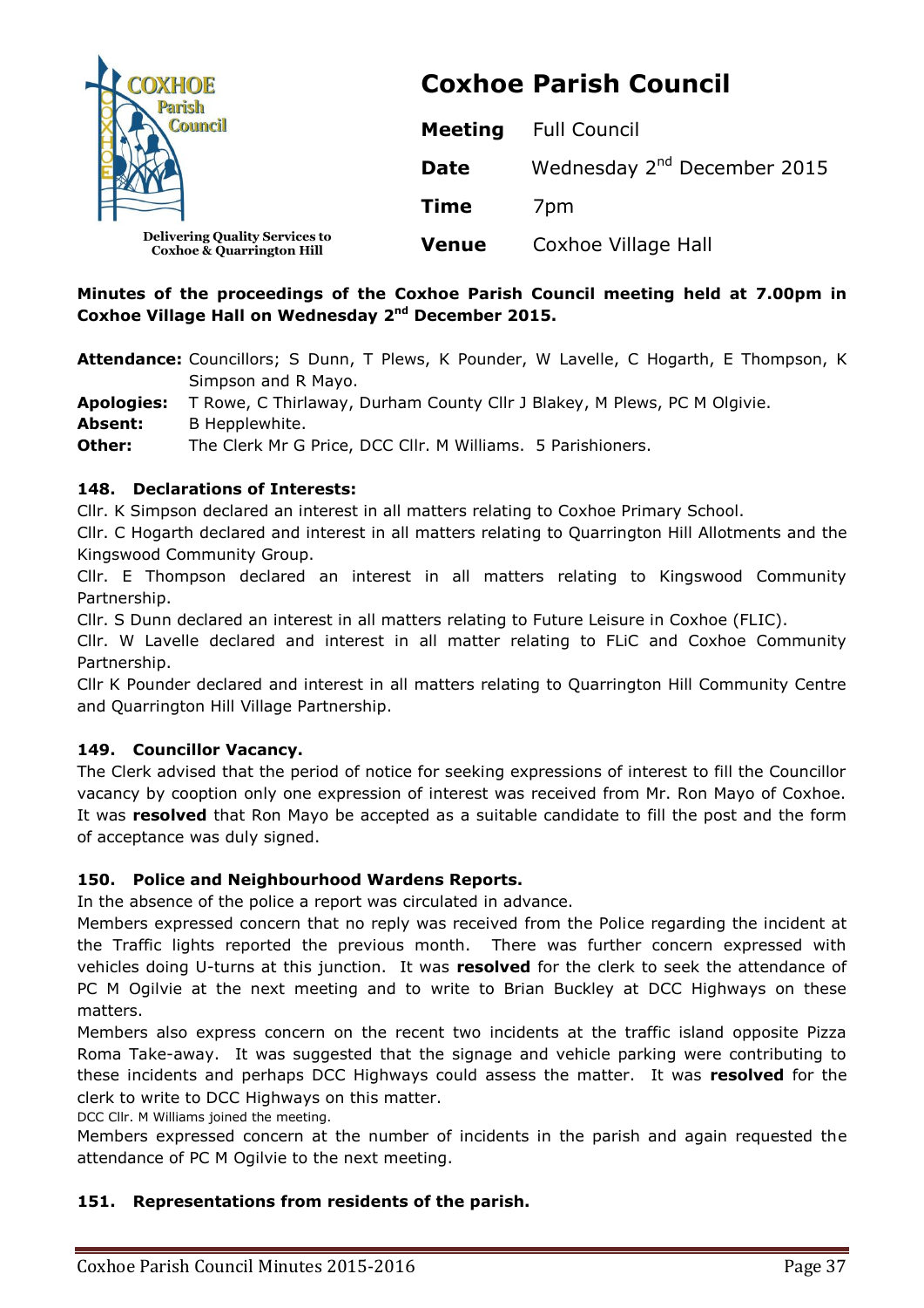COXHOE Parish Council

Delivering Quality Services to Coxhoe & Quarrington Hill

# Coxhoe Parish Council

| | |
|---|---|
| **Meeting** | Full Council |
| **Date** | Wednesday 2nd December 2015 |
| **Time** | 7pm |
| **Venue** | Coxhoe Village Hall |

**Minutes of the proceedings of the Coxhoe Parish Council meeting held at 7.00pm in Coxhoe Village Hall on Wednesday 2nd December 2015.**

**Attendance:** Councillors; S Dunn, T Plews, K Pounder, W Lavelle, C Hogarth, E Thompson, K Simpson and R Mayo.
**Apologies:** T Rowe, C Thirlaway, Durham County Cllr J Blakey, M Plews, PC M Olgivie.
**Absent:** B Hepplewhite.
**Other:** The Clerk Mr G Price, DCC Cllr. M Williams. 5 Parishioners.

### 148. Declarations of Interests:

Cllr. K Simpson declared an interest in all matters relating to Coxhoe Primary School.
Cllr. C Hogarth declared and interest in all matters relating to Quarrington Hill Allotments and the Kingswood Community Group.
Cllr. E Thompson declared an interest in all matters relating to Kingswood Community Partnership.
Cllr. S Dunn declared an interest in all matters relating to Future Leisure in Coxhoe (FLIC).
Cllr. W Lavelle declared and interest in all matter relating to FLiC and Coxhoe Community Partnership.
Cllr K Pounder declared and interest in all matters relating to Quarrington Hill Community Centre and Quarrington Hill Village Partnership.

### 149. Councillor Vacancy.

The Clerk advised that the period of notice for seeking expressions of interest to fill the Councillor vacancy by cooption only one expression of interest was received from Mr. Ron Mayo of Coxhoe. It was **resolved** that Ron Mayo be accepted as a suitable candidate to fill the post and the form of acceptance was duly signed.

### 150. Police and Neighbourhood Wardens Reports.

In the absence of the police a report was circulated in advance.
Members expressed concern that no reply was received from the Police regarding the incident at the Traffic lights reported the previous month. There was further concern expressed with vehicles doing U-turns at this junction. It was **resolved** for the clerk to seek the attendance of PC M Ogilvie at the next meeting and to write to Brian Buckley at DCC Highways on these matters.
Members also express concern on the recent two incidents at the traffic island opposite Pizza Roma Take-away. It was suggested that the signage and vehicle parking were contributing to these incidents and perhaps DCC Highways could assess the matter. It was **resolved** for the clerk to write to DCC Highways on this matter.
DCC Cllr. M Williams joined the meeting.
Members expressed concern at the number of incidents in the parish and again requested the attendance of PC M Ogilvie to the next meeting.

### 151. Representations from residents of the parish.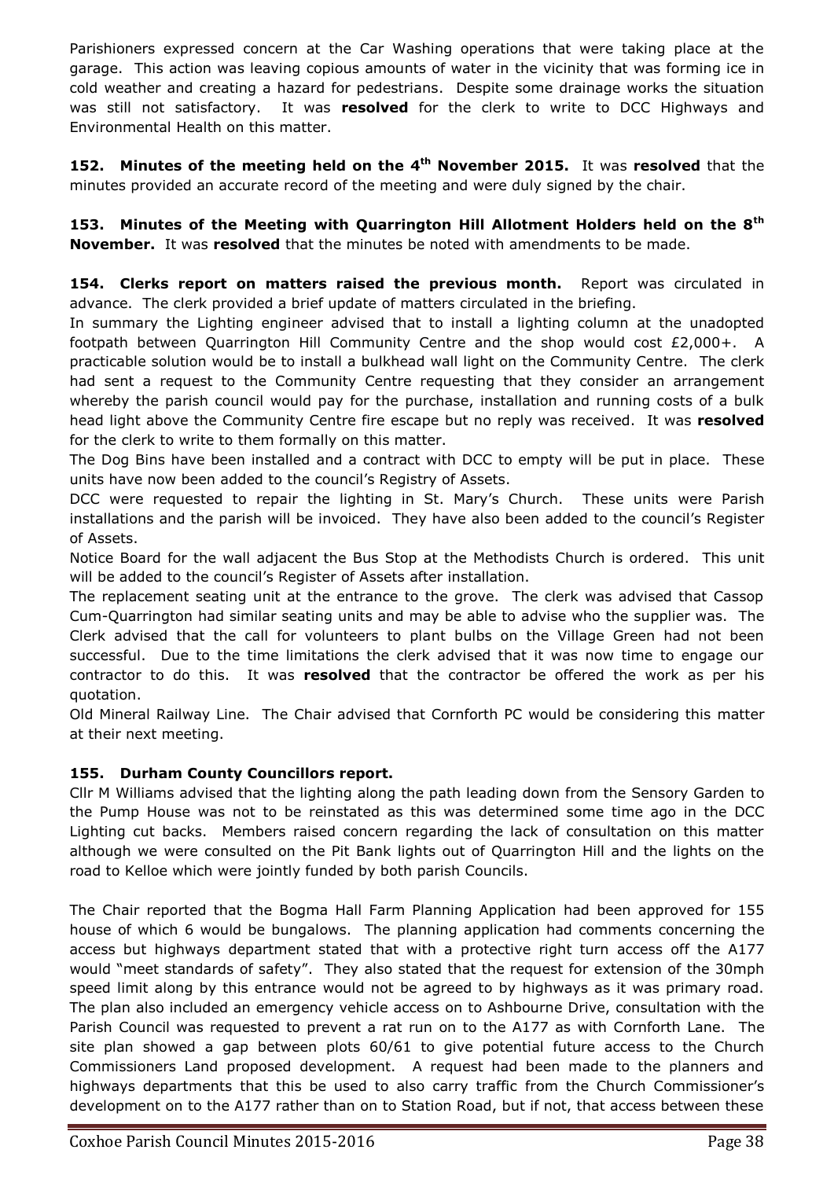Parishioners expressed concern at the Car Washing operations that were taking place at the garage. This action was leaving copious amounts of water in the vicinity that was forming ice in cold weather and creating a hazard for pedestrians. Despite some drainage works the situation was still not satisfactory. It was **resolved** for the clerk to write to DCC Highways and Environmental Health on this matter.

**152. Minutes of the meeting held on the 4th November 2015.** It was **resolved** that the minutes provided an accurate record of the meeting and were duly signed by the chair.

**153. Minutes of the Meeting with Quarrington Hill Allotment Holders held on the 8th November.** It was **resolved** that the minutes be noted with amendments to be made.

**154. Clerks report on matters raised the previous month.** Report was circulated in advance. The clerk provided a brief update of matters circulated in the briefing.

In summary the Lighting engineer advised that to install a lighting column at the unadopted footpath between Quarrington Hill Community Centre and the shop would cost £2,000+. A practicable solution would be to install a bulkhead wall light on the Community Centre. The clerk had sent a request to the Community Centre requesting that they consider an arrangement whereby the parish council would pay for the purchase, installation and running costs of a bulk head light above the Community Centre fire escape but no reply was received. It was **resolved** for the clerk to write to them formally on this matter.

The Dog Bins have been installed and a contract with DCC to empty will be put in place. These units have now been added to the council's Registry of Assets.

DCC were requested to repair the lighting in St. Mary's Church. These units were Parish installations and the parish will be invoiced. They have also been added to the council's Register of Assets.

Notice Board for the wall adjacent the Bus Stop at the Methodists Church is ordered. This unit will be added to the council's Register of Assets after installation.

The replacement seating unit at the entrance to the grove. The clerk was advised that Cassop Cum-Quarrington had similar seating units and may be able to advise who the supplier was. The Clerk advised that the call for volunteers to plant bulbs on the Village Green had not been successful. Due to the time limitations the clerk advised that it was now time to engage our contractor to do this. It was **resolved** that the contractor be offered the work as per his quotation.

Old Mineral Railway Line. The Chair advised that Cornforth PC would be considering this matter at their next meeting.

**155. Durham County Councillors report.**

Cllr M Williams advised that the lighting along the path leading down from the Sensory Garden to the Pump House was not to be reinstated as this was determined some time ago in the DCC Lighting cut backs. Members raised concern regarding the lack of consultation on this matter although we were consulted on the Pit Bank lights out of Quarrington Hill and the lights on the road to Kelloe which were jointly funded by both parish Councils.

The Chair reported that the Bogma Hall Farm Planning Application had been approved for 155 house of which 6 would be bungalows. The planning application had comments concerning the access but highways department stated that with a protective right turn access off the A177 would "meet standards of safety". They also stated that the request for extension of the 30mph speed limit along by this entrance would not be agreed to by highways as it was primary road. The plan also included an emergency vehicle access on to Ashbourne Drive, consultation with the Parish Council was requested to prevent a rat run on to the A177 as with Cornforth Lane. The site plan showed a gap between plots 60/61 to give potential future access to the Church Commissioners Land proposed development. A request had been made to the planners and highways departments that this be used to also carry traffic from the Church Commissioner's development on to the A177 rather than on to Station Road, but if not, that access between these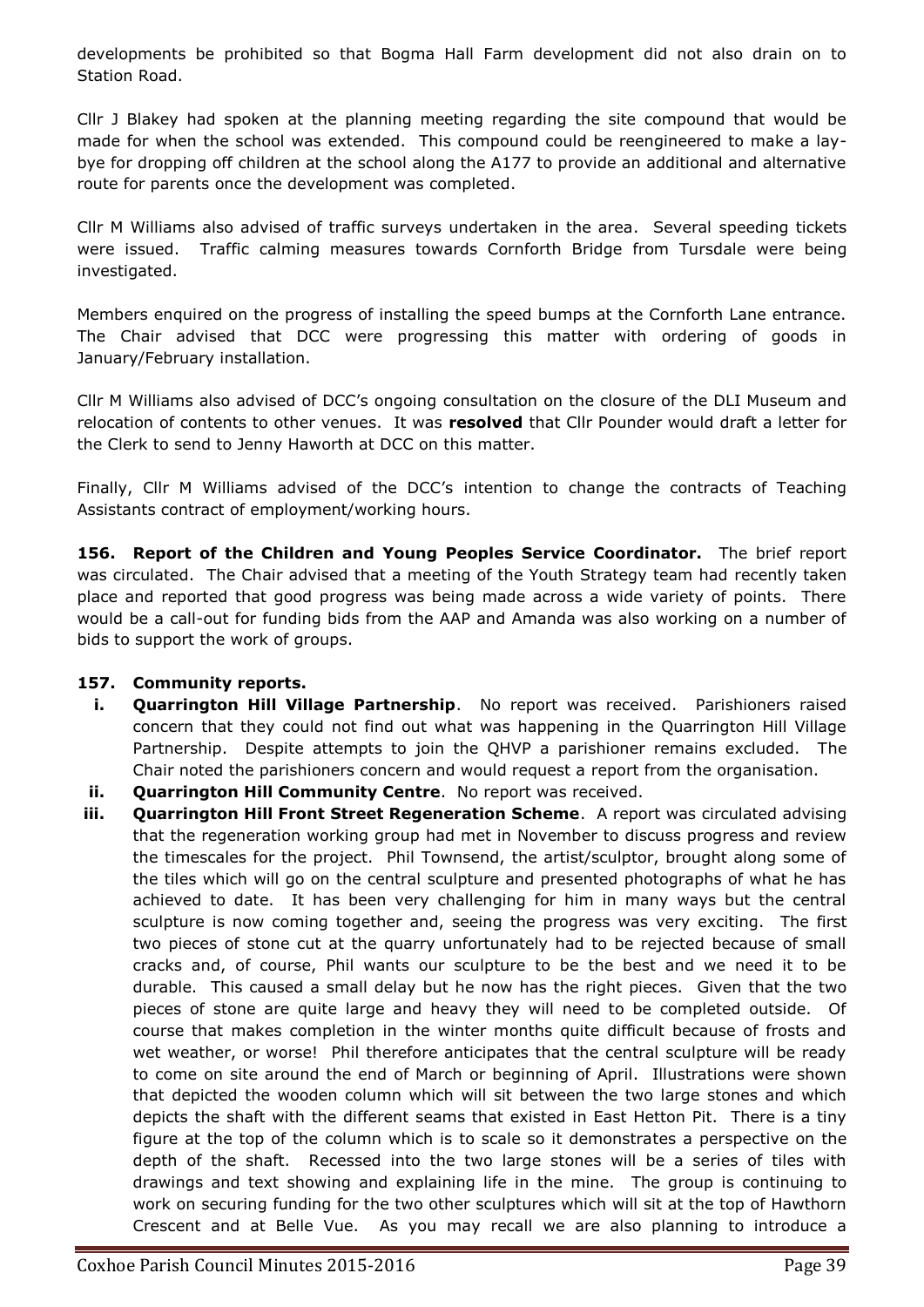developments be prohibited so that Bogma Hall Farm development did not also drain on to Station Road.

Cllr J Blakey had spoken at the planning meeting regarding the site compound that would be made for when the school was extended. This compound could be reengineered to make a lay-bye for dropping off children at the school along the A177 to provide an additional and alternative route for parents once the development was completed.

Cllr M Williams also advised of traffic surveys undertaken in the area. Several speeding tickets were issued. Traffic calming measures towards Cornforth Bridge from Tursdale were being investigated.

Members enquired on the progress of installing the speed bumps at the Cornforth Lane entrance. The Chair advised that DCC were progressing this matter with ordering of goods in January/February installation.

Cllr M Williams also advised of DCC's ongoing consultation on the closure of the DLI Museum and relocation of contents to other venues. It was **resolved** that Cllr Pounder would draft a letter for the Clerk to send to Jenny Haworth at DCC on this matter.

Finally, Cllr M Williams advised of the DCC's intention to change the contracts of Teaching Assistants contract of employment/working hours.

**156. Report of the Children and Young Peoples Service Coordinator.** The brief report was circulated. The Chair advised that a meeting of the Youth Strategy team had recently taken place and reported that good progress was being made across a wide variety of points. There would be a call-out for funding bids from the AAP and Amanda was also working on a number of bids to support the work of groups.

**157. Community reports.**

i. **Quarrington Hill Village Partnership**. No report was received. Parishioners raised concern that they could not find out what was happening in the Quarrington Hill Village Partnership. Despite attempts to join the QHVP a parishioner remains excluded. The Chair noted the parishioners concern and would request a report from the organisation.

ii. **Quarrington Hill Community Centre**. No report was received.

iii. **Quarrington Hill Front Street Regeneration Scheme**. A report was circulated advising that the regeneration working group had met in November to discuss progress and review the timescales for the project. Phil Townsend, the artist/sculptor, brought along some of the tiles which will go on the central sculpture and presented photographs of what he has achieved to date. It has been very challenging for him in many ways but the central sculpture is now coming together and, seeing the progress was very exciting. The first two pieces of stone cut at the quarry unfortunately had to be rejected because of small cracks and, of course, Phil wants our sculpture to be the best and we need it to be durable. This caused a small delay but he now has the right pieces. Given that the two pieces of stone are quite large and heavy they will need to be completed outside. Of course that makes completion in the winter months quite difficult because of frosts and wet weather, or worse! Phil therefore anticipates that the central sculpture will be ready to come on site around the end of March or beginning of April. Illustrations were shown that depicted the wooden column which will sit between the two large stones and which depicts the shaft with the different seams that existed in East Hetton Pit. There is a tiny figure at the top of the column which is to scale so it demonstrates a perspective on the depth of the shaft. Recessed into the two large stones will be a series of tiles with drawings and text showing and explaining life in the mine. The group is continuing to work on securing funding for the two other sculptures which will sit at the top of Hawthorn Crescent and at Belle Vue. As you may recall we are also planning to introduce a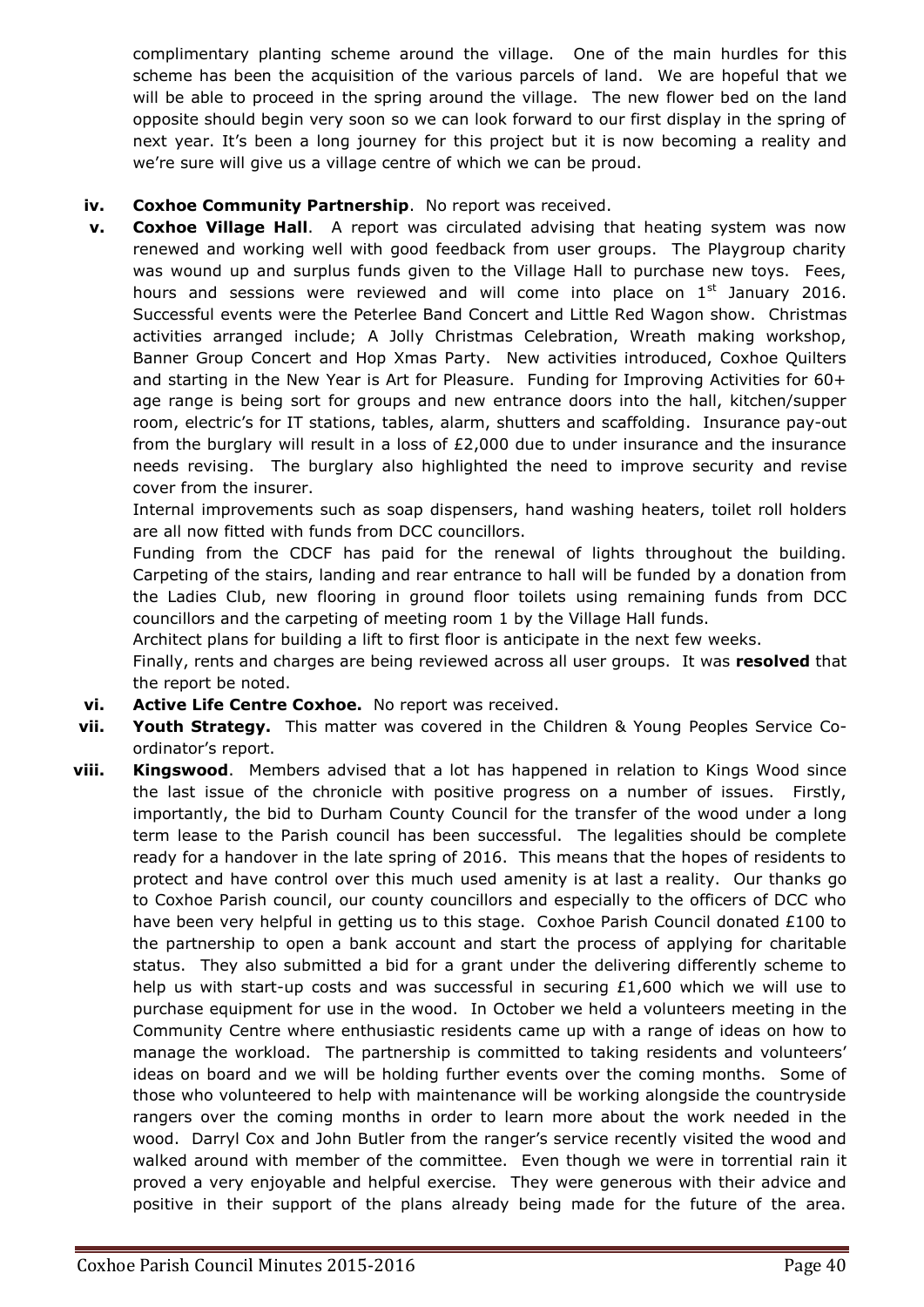complimentary planting scheme around the village. One of the main hurdles for this scheme has been the acquisition of the various parcels of land. We are hopeful that we will be able to proceed in the spring around the village. The new flower bed on the land opposite should begin very soon so we can look forward to our first display in the spring of next year. It's been a long journey for this project but it is now becoming a reality and we're sure will give us a village centre of which we can be proud.

**iv. Coxhoe Community Partnership**. No report was received.

**v. Coxhoe Village Hall**. A report was circulated advising that heating system was now renewed and working well with good feedback from user groups. The Playgroup charity was wound up and surplus funds given to the Village Hall to purchase new toys. Fees, hours and sessions were reviewed and will come into place on 1st January 2016. Successful events were the Peterlee Band Concert and Little Red Wagon show. Christmas activities arranged include; A Jolly Christmas Celebration, Wreath making workshop, Banner Group Concert and Hop Xmas Party. New activities introduced, Coxhoe Quilters and starting in the New Year is Art for Pleasure. Funding for Improving Activities for 60+ age range is being sort for groups and new entrance doors into the hall, kitchen/supper room, electric's for IT stations, tables, alarm, shutters and scaffolding. Insurance pay-out from the burglary will result in a loss of £2,000 due to under insurance and the insurance needs revising. The burglary also highlighted the need to improve security and revise cover from the insurer.

Internal improvements such as soap dispensers, hand washing heaters, toilet roll holders are all now fitted with funds from DCC councillors.

Funding from the CDCF has paid for the renewal of lights throughout the building. Carpeting of the stairs, landing and rear entrance to hall will be funded by a donation from the Ladies Club, new flooring in ground floor toilets using remaining funds from DCC councillors and the carpeting of meeting room 1 by the Village Hall funds.

Architect plans for building a lift to first floor is anticipate in the next few weeks.

Finally, rents and charges are being reviewed across all user groups. It was **resolved** that the report be noted.

**vi. Active Life Centre Coxhoe.** No report was received.

**vii. Youth Strategy.** This matter was covered in the Children & Young Peoples Service Co-ordinator's report.

**viii. Kingswood**. Members advised that a lot has happened in relation to Kings Wood since the last issue of the chronicle with positive progress on a number of issues. Firstly, importantly, the bid to Durham County Council for the transfer of the wood under a long term lease to the Parish council has been successful. The legalities should be complete ready for a handover in the late spring of 2016. This means that the hopes of residents to protect and have control over this much used amenity is at last a reality. Our thanks go to Coxhoe Parish council, our county councillors and especially to the officers of DCC who have been very helpful in getting us to this stage. Coxhoe Parish Council donated £100 to the partnership to open a bank account and start the process of applying for charitable status. They also submitted a bid for a grant under the delivering differently scheme to help us with start-up costs and was successful in securing £1,600 which we will use to purchase equipment for use in the wood. In October we held a volunteers meeting in the Community Centre where enthusiastic residents came up with a range of ideas on how to manage the workload. The partnership is committed to taking residents and volunteers' ideas on board and we will be holding further events over the coming months. Some of those who volunteered to help with maintenance will be working alongside the countryside rangers over the coming months in order to learn more about the work needed in the wood. Darryl Cox and John Butler from the ranger's service recently visited the wood and walked around with member of the committee. Even though we were in torrential rain it proved a very enjoyable and helpful exercise. They were generous with their advice and positive in their support of the plans already being made for the future of the area.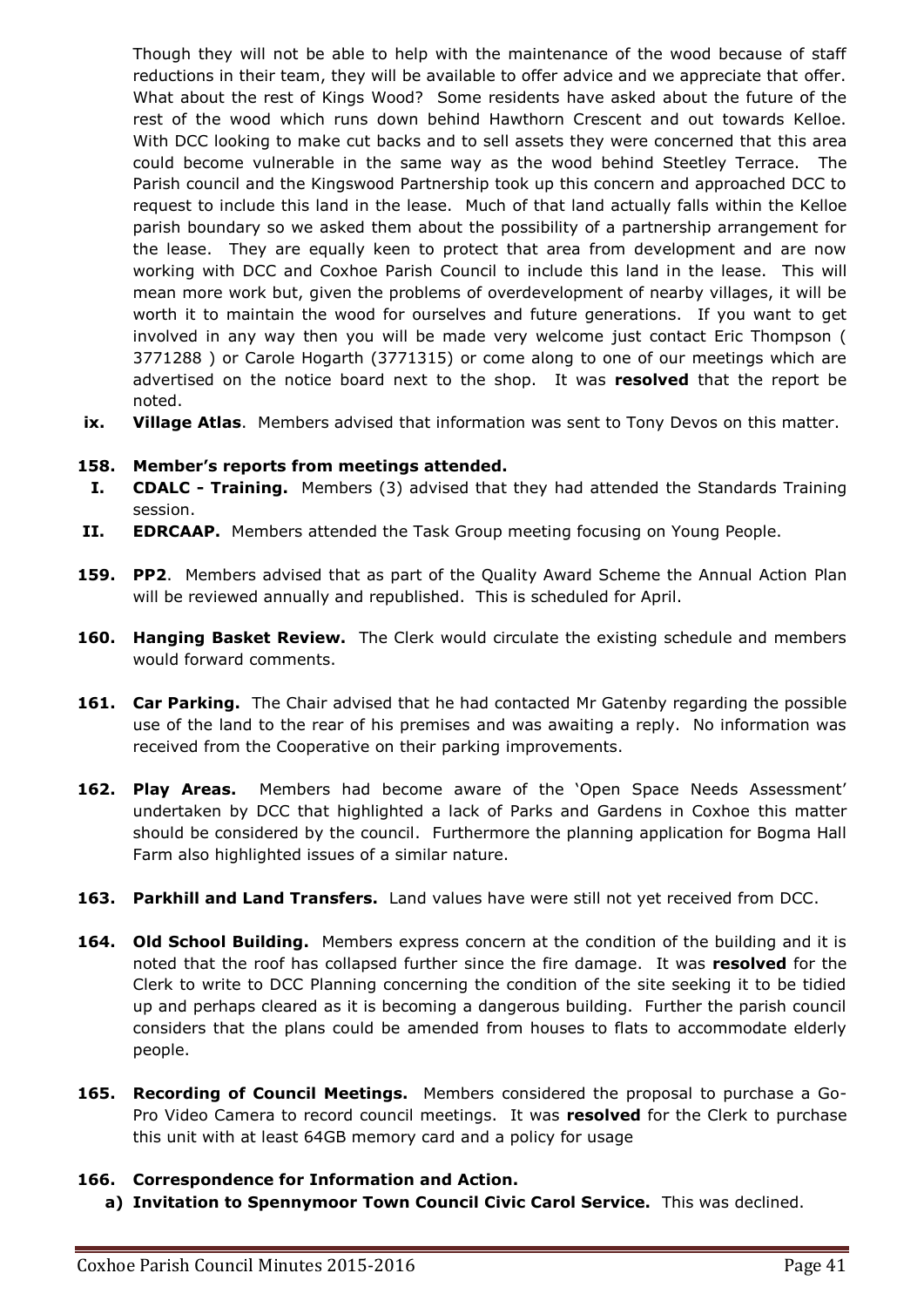Though they will not be able to help with the maintenance of the wood because of staff reductions in their team, they will be available to offer advice and we appreciate that offer. What about the rest of Kings Wood? Some residents have asked about the future of the rest of the wood which runs down behind Hawthorn Crescent and out towards Kelloe. With DCC looking to make cut backs and to sell assets they were concerned that this area could become vulnerable in the same way as the wood behind Steetley Terrace. The Parish council and the Kingswood Partnership took up this concern and approached DCC to request to include this land in the lease. Much of that land actually falls within the Kelloe parish boundary so we asked them about the possibility of a partnership arrangement for the lease. They are equally keen to protect that area from development and are now working with DCC and Coxhoe Parish Council to include this land in the lease. This will mean more work but, given the problems of overdevelopment of nearby villages, it will be worth it to maintain the wood for ourselves and future generations. If you want to get involved in any way then you will be made very welcome just contact Eric Thompson ( 3771288 ) or Carole Hogarth (3771315) or come along to one of our meetings which are advertised on the notice board next to the shop. It was **resolved** that the report be noted.

ix. **Village Atlas**. Members advised that information was sent to Tony Devos on this matter.

**158. Member's reports from meetings attended.**

I. **CDALC - Training.** Members (3) advised that they had attended the Standards Training session.

II. **EDRCAAP.** Members attended the Task Group meeting focusing on Young People.

**159. PP2**. Members advised that as part of the Quality Award Scheme the Annual Action Plan will be reviewed annually and republished. This is scheduled for April.

**160. Hanging Basket Review.** The Clerk would circulate the existing schedule and members would forward comments.

**161. Car Parking.** The Chair advised that he had contacted Mr Gatenby regarding the possible use of the land to the rear of his premises and was awaiting a reply. No information was received from the Cooperative on their parking improvements.

**162. Play Areas.** Members had become aware of the 'Open Space Needs Assessment' undertaken by DCC that highlighted a lack of Parks and Gardens in Coxhoe this matter should be considered by the council. Furthermore the planning application for Bogma Hall Farm also highlighted issues of a similar nature.

**163. Parkhill and Land Transfers.** Land values have were still not yet received from DCC.

**164. Old School Building.** Members express concern at the condition of the building and it is noted that the roof has collapsed further since the fire damage. It was **resolved** for the Clerk to write to DCC Planning concerning the condition of the site seeking it to be tidied up and perhaps cleared as it is becoming a dangerous building. Further the parish council considers that the plans could be amended from houses to flats to accommodate elderly people.

**165. Recording of Council Meetings.** Members considered the proposal to purchase a Go-Pro Video Camera to record council meetings. It was **resolved** for the Clerk to purchase this unit with at least 64GB memory card and a policy for usage

**166. Correspondence for Information and Action.**

a) **Invitation to Spennymoor Town Council Civic Carol Service.** This was declined.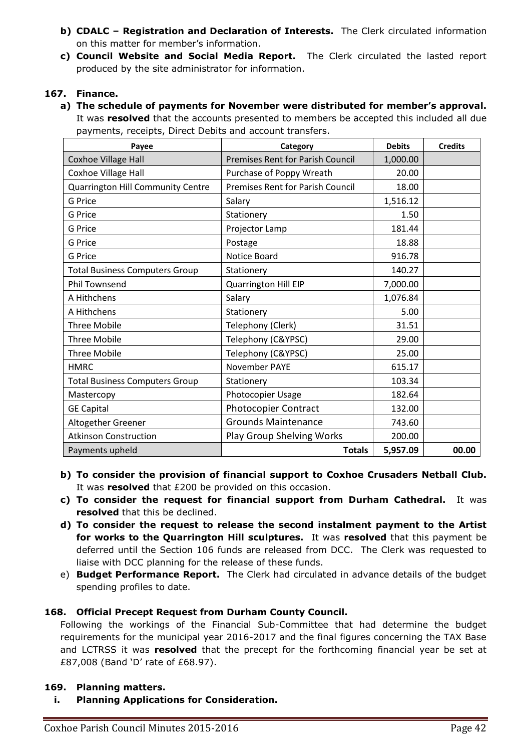**b) CDALC – Registration and Declaration of Interests.** The Clerk circulated information on this matter for member's information.

**c) Council Website and Social Media Report.** The Clerk circulated the lasted report produced by the site administrator for information.

### 167. Finance.

**a) The schedule of payments for November were distributed for member's approval.** It was **resolved** that the accounts presented to members be accepted this included all due payments, receipts, Direct Debits and account transfers.

| Payee | Category | Debits | Credits |
|---|---|---|---|
| Coxhoe Village Hall | Premises Rent for Parish Council | 1,000.00 | |
| Coxhoe Village Hall | Purchase of Poppy Wreath | 20.00 | |
| Quarrington Hill Community Centre | Premises Rent for Parish Council | 18.00 | |
| G Price | Salary | 1,516.12 | |
| G Price | Stationery | 1.50 | |
| G Price | Projector Lamp | 181.44 | |
| G Price | Postage | 18.88 | |
| G Price | Notice Board | 916.78 | |
| Total Business Computers Group | Stationery | 140.27 | |
| Phil Townsend | Quarrington Hill EIP | 7,000.00 | |
| A Hithchens | Salary | 1,076.84 | |
| A Hithchens | Stationery | 5.00 | |
| Three Mobile | Telephony (Clerk) | 31.51 | |
| Three Mobile | Telephony (C&YPSC) | 29.00 | |
| Three Mobile | Telephony (C&YPSC) | 25.00 | |
| HMRC | November PAYE | 615.17 | |
| Total Business Computers Group | Stationery | 103.34 | |
| Mastercopy | Photocopier Usage | 182.64 | |
| GE Capital | Photocopier Contract | 132.00 | |
| Altogether Greener | Grounds Maintenance | 743.60 | |
| Atkinson Construction | Play Group Shelving Works | 200.00 | |
| Payments upheld | **Totals** | **5,957.09** | **00.00** |

**b) To consider the provision of financial support to Coxhoe Crusaders Netball Club.** It was **resolved** that £200 be provided on this occasion.

**c) To consider the request for financial support from Durham Cathedral.** It was **resolved** that this be declined.

**d) To consider the request to release the second instalment payment to the Artist for works to the Quarrington Hill sculptures.** It was **resolved** that this payment be deferred until the Section 106 funds are released from DCC. The Clerk was requested to liaise with DCC planning for the release of these funds.

e) **Budget Performance Report.** The Clerk had circulated in advance details of the budget spending profiles to date.

### 168. Official Precept Request from Durham County Council.

Following the workings of the Financial Sub-Committee that had determine the budget requirements for the municipal year 2016-2017 and the final figures concerning the TAX Base and LCTRSS it was **resolved** that the precept for the forthcoming financial year be set at £87,008 (Band 'D' rate of £68.97).

### 169. Planning matters.

**i. Planning Applications for Consideration.**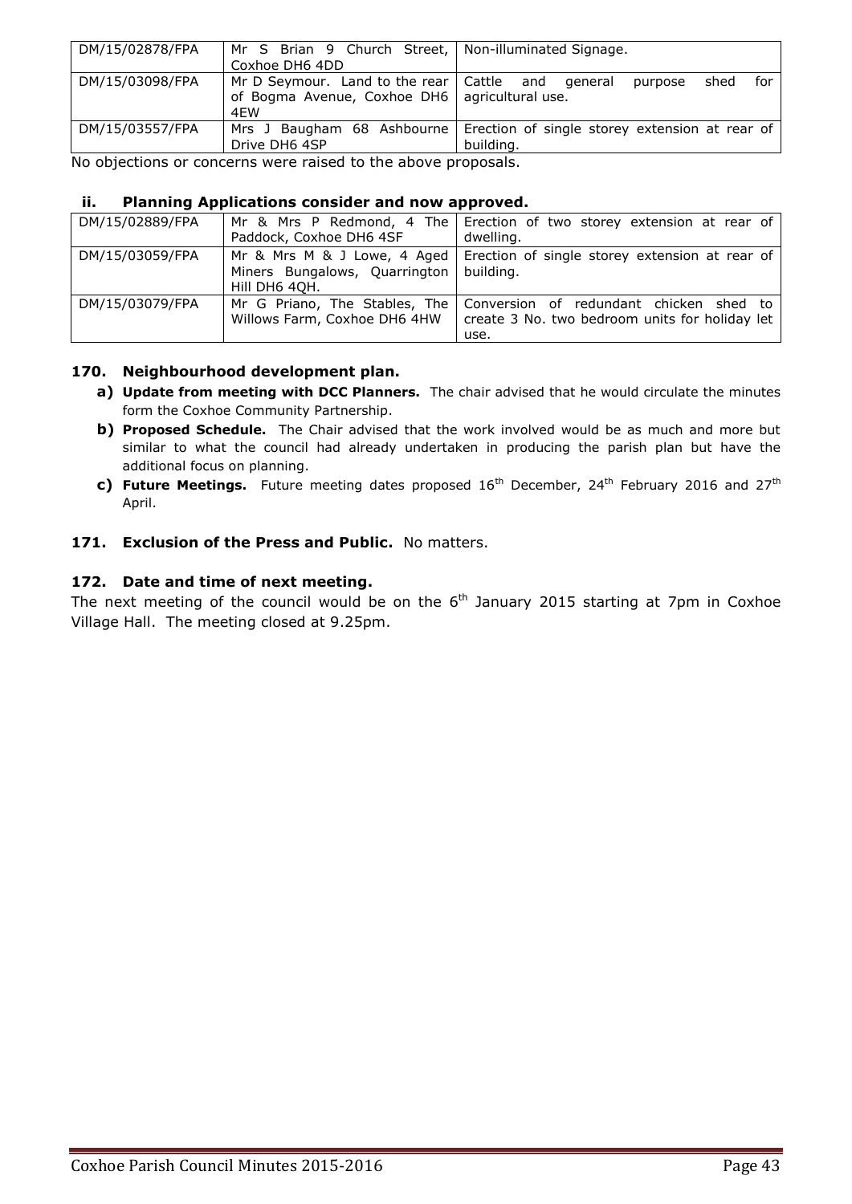| | | |
|---|---|---|
| DM/15/02878/FPA | Mr S Brian 9 Church Street, Coxhoe DH6 4DD | Non-illuminated Signage. |
| DM/15/03098/FPA | Mr D Seymour. Land to the rear of Bogma Avenue, Coxhoe DH6 4EW | Cattle and general purpose shed for agricultural use. |
| DM/15/03557/FPA | Mrs J Baugham 68 Ashbourne Drive DH6 4SP | Erection of single storey extension at rear of building. |

No objections or concerns were raised to the above proposals.

### ii. Planning Applications consider and now approved.

| | | |
|---|---|---|
| DM/15/02889/FPA | Mr & Mrs P Redmond, 4 The Paddock, Coxhoe DH6 4SF | Erection of two storey extension at rear of dwelling. |
| DM/15/03059/FPA | Mr & Mrs M & J Lowe, 4 Aged Miners Bungalows, Quarrington Hill DH6 4QH. | Erection of single storey extension at rear of building. |
| DM/15/03079/FPA | Mr G Priano, The Stables, The Willows Farm, Coxhoe DH6 4HW | Conversion of redundant chicken shed to create 3 No. two bedroom units for holiday let use. |

## 170. Neighbourhood development plan.

- **a) Update from meeting with DCC Planners.** The chair advised that he would circulate the minutes form the Coxhoe Community Partnership.
- **b) Proposed Schedule.** The Chair advised that the work involved would be as much and more but similar to what the council had already undertaken in producing the parish plan but have the additional focus on planning.
- **c) Future Meetings.** Future meeting dates proposed 16th December, 24th February 2016 and 27th April.

## 171. Exclusion of the Press and Public. No matters.

## 172. Date and time of next meeting.

The next meeting of the council would be on the 6th January 2015 starting at 7pm in Coxhoe Village Hall. The meeting closed at 9.25pm.